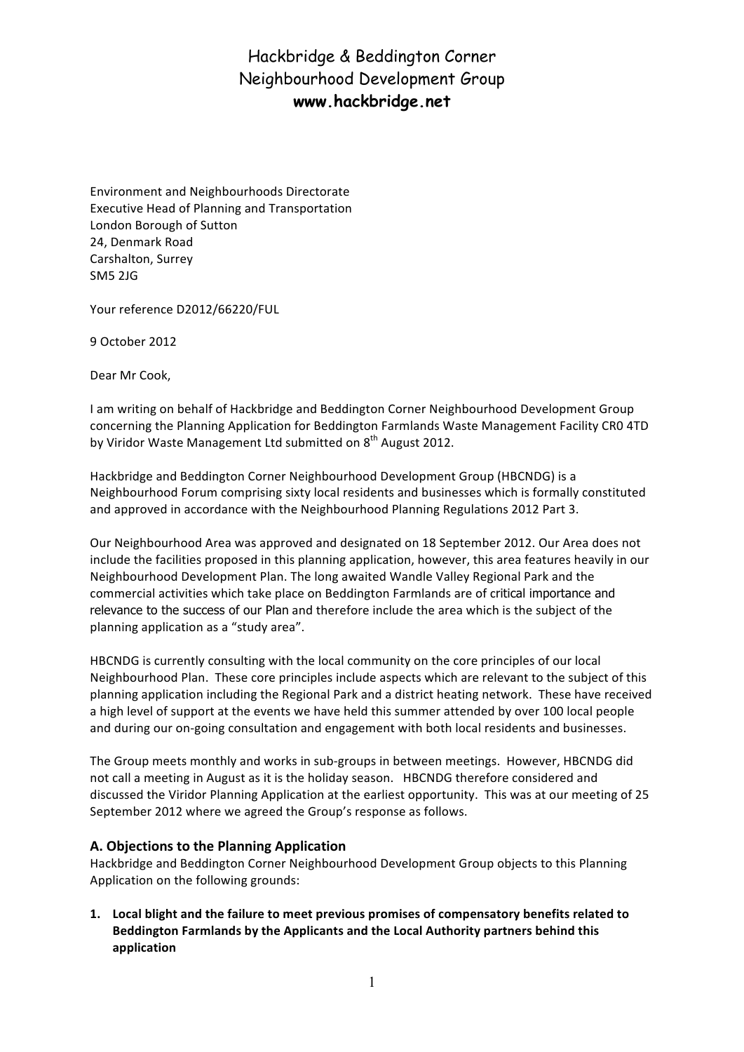# Hackbridge & Beddington Corner
# Neighbourhood Development Group
# www.hackbridge.net

Environment and Neighbourhoods Directorate
Executive Head of Planning and Transportation
London Borough of Sutton
24, Denmark Road
Carshalton, Surrey
SM5 2JG

Your reference D2012/66220/FUL

9 October 2012

Dear Mr Cook,

I am writing on behalf of Hackbridge and Beddington Corner Neighbourhood Development Group concerning the Planning Application for Beddington Farmlands Waste Management Facility CR0 4TD by Viridor Waste Management Ltd submitted on 8th August 2012.

Hackbridge and Beddington Corner Neighbourhood Development Group (HBCNDG) is a Neighbourhood Forum comprising sixty local residents and businesses which is formally constituted and approved in accordance with the Neighbourhood Planning Regulations 2012 Part 3.

Our Neighbourhood Area was approved and designated on 18 September 2012. Our Area does not include the facilities proposed in this planning application, however, this area features heavily in our Neighbourhood Development Plan. The long awaited Wandle Valley Regional Park and the commercial activities which take place on Beddington Farmlands are of critical importance and relevance to the success of our Plan and therefore include the area which is the subject of the planning application as a "study area".

HBCNDG is currently consulting with the local community on the core principles of our local Neighbourhood Plan. These core principles include aspects which are relevant to the subject of this planning application including the Regional Park and a district heating network. These have received a high level of support at the events we have held this summer attended by over 100 local people and during our on-going consultation and engagement with both local residents and businesses.

The Group meets monthly and works in sub-groups in between meetings. However, HBCNDG did not call a meeting in August as it is the holiday season. HBCNDG therefore considered and discussed the Viridor Planning Application at the earliest opportunity. This was at our meeting of 25 September 2012 where we agreed the Group's response as follows.

## A. Objections to the Planning Application

Hackbridge and Beddington Corner Neighbourhood Development Group objects to this Planning Application on the following grounds:

1. **Local blight and the failure to meet previous promises of compensatory benefits related to Beddington Farmlands by the Applicants and the Local Authority partners behind this application**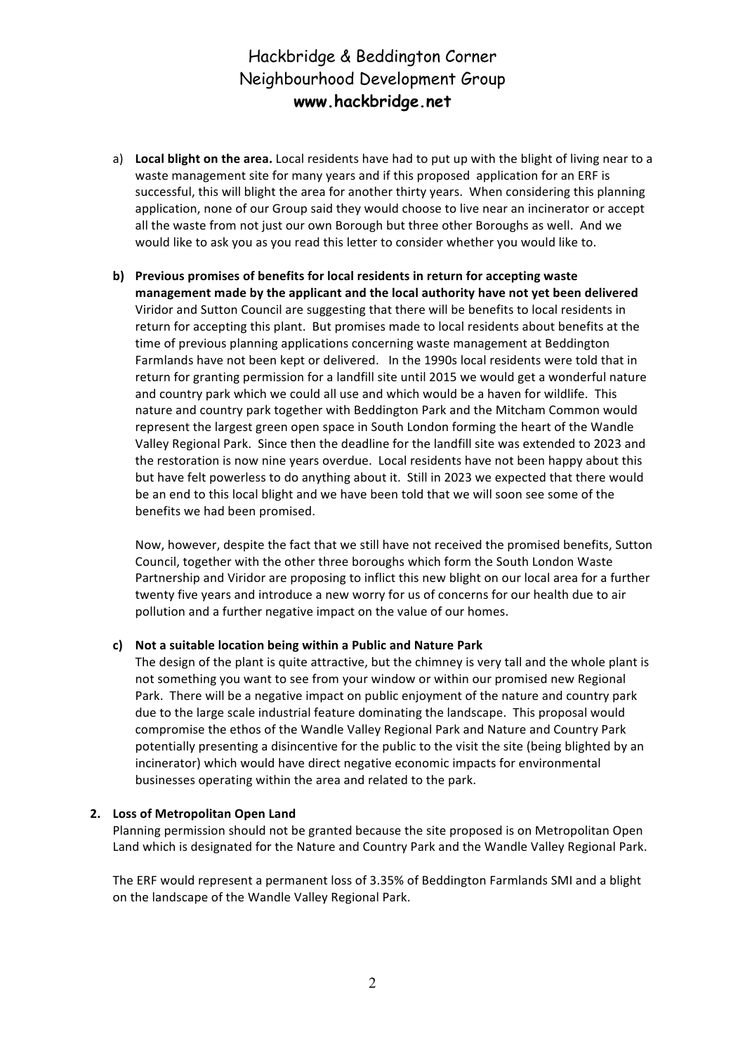a) **Local blight on the area.** Local residents have had to put up with the blight of living near to a waste management site for many years and if this proposed application for an ERF is successful, this will blight the area for another thirty years. When considering this planning application, none of our Group said they would choose to live near an incinerator or accept all the waste from not just our own Borough but three other Boroughs as well. And we would like to ask you as you read this letter to consider whether you would like to.

b) **Previous promises of benefits for local residents in return for accepting waste management made by the applicant and the local authority have not yet been delivered**
Viridor and Sutton Council are suggesting that there will be benefits to local residents in return for accepting this plant. But promises made to local residents about benefits at the time of previous planning applications concerning waste management at Beddington Farmlands have not been kept or delivered. In the 1990s local residents were told that in return for granting permission for a landfill site until 2015 we would get a wonderful nature and country park which we could all use and which would be a haven for wildlife. This nature and country park together with Beddington Park and the Mitcham Common would represent the largest green open space in South London forming the heart of the Wandle Valley Regional Park. Since then the deadline for the landfill site was extended to 2023 and the restoration is now nine years overdue. Local residents have not been happy about this but have felt powerless to do anything about it. Still in 2023 we expected that there would be an end to this local blight and we have been told that we will soon see some of the benefits we had been promised.

Now, however, despite the fact that we still have not received the promised benefits, Sutton Council, together with the other three boroughs which form the South London Waste Partnership and Viridor are proposing to inflict this new blight on our local area for a further twenty five years and introduce a new worry for us of concerns for our health due to air pollution and a further negative impact on the value of our homes.

c) **Not a suitable location being within a Public and Nature Park**
The design of the plant is quite attractive, but the chimney is very tall and the whole plant is not something you want to see from your window or within our promised new Regional Park. There will be a negative impact on public enjoyment of the nature and country park due to the large scale industrial feature dominating the landscape. This proposal would compromise the ethos of the Wandle Valley Regional Park and Nature and Country Park potentially presenting a disincentive for the public to the visit the site (being blighted by an incinerator) which would have direct negative economic impacts for environmental businesses operating within the area and related to the park.

**2. Loss of Metropolitan Open Land**

Planning permission should not be granted because the site proposed is on Metropolitan Open Land which is designated for the Nature and Country Park and the Wandle Valley Regional Park.

The ERF would represent a permanent loss of 3.35% of Beddington Farmlands SMI and a blight on the landscape of the Wandle Valley Regional Park.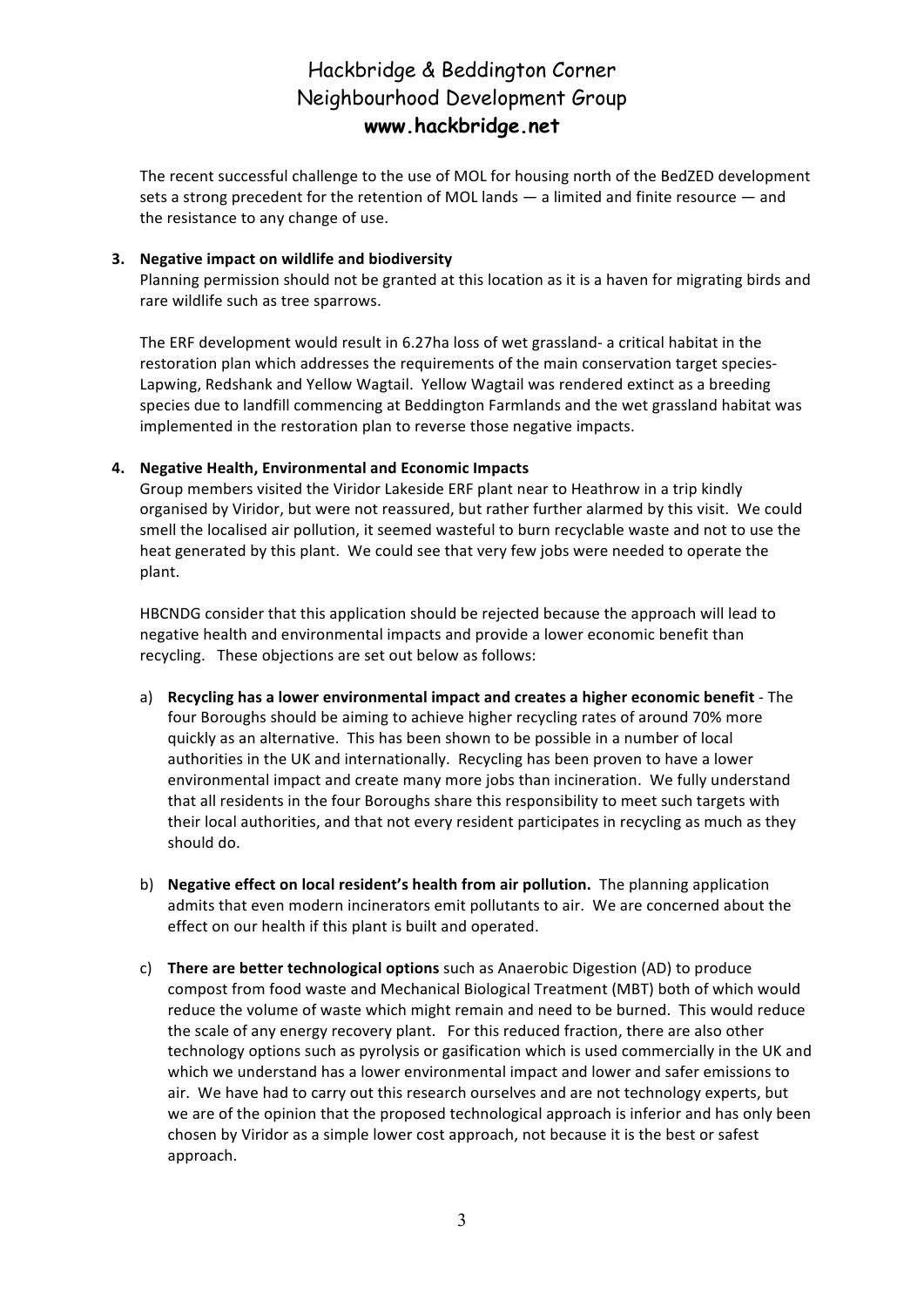The recent successful challenge to the use of MOL for housing north of the BedZED development sets a strong precedent for the retention of MOL lands — a limited and finite resource — and the resistance to any change of use.

**3. Negative impact on wildlife and biodiversity**

Planning permission should not be granted at this location as it is a haven for migrating birds and rare wildlife such as tree sparrows.

The ERF development would result in 6.27ha loss of wet grassland- a critical habitat in the restoration plan which addresses the requirements of the main conservation target species- Lapwing, Redshank and Yellow Wagtail. Yellow Wagtail was rendered extinct as a breeding species due to landfill commencing at Beddington Farmlands and the wet grassland habitat was implemented in the restoration plan to reverse those negative impacts.

**4. Negative Health, Environmental and Economic Impacts**

Group members visited the Viridor Lakeside ERF plant near to Heathrow in a trip kindly organised by Viridor, but were not reassured, but rather further alarmed by this visit. We could smell the localised air pollution, it seemed wasteful to burn recyclable waste and not to use the heat generated by this plant. We could see that very few jobs were needed to operate the plant.

HBCNDG consider that this application should be rejected because the approach will lead to negative health and environmental impacts and provide a lower economic benefit than recycling. These objections are set out below as follows:

a) **Recycling has a lower environmental impact and creates a higher economic benefit** - The four Boroughs should be aiming to achieve higher recycling rates of around 70% more quickly as an alternative. This has been shown to be possible in a number of local authorities in the UK and internationally. Recycling has been proven to have a lower environmental impact and create many more jobs than incineration. We fully understand that all residents in the four Boroughs share this responsibility to meet such targets with their local authorities, and that not every resident participates in recycling as much as they should do.

b) **Negative effect on local resident's health from air pollution.** The planning application admits that even modern incinerators emit pollutants to air. We are concerned about the effect on our health if this plant is built and operated.

c) **There are better technological options** such as Anaerobic Digestion (AD) to produce compost from food waste and Mechanical Biological Treatment (MBT) both of which would reduce the volume of waste which might remain and need to be burned. This would reduce the scale of any energy recovery plant. For this reduced fraction, there are also other technology options such as pyrolysis or gasification which is used commercially in the UK and which we understand has a lower environmental impact and lower and safer emissions to air. We have had to carry out this research ourselves and are not technology experts, but we are of the opinion that the proposed technological approach is inferior and has only been chosen by Viridor as a simple lower cost approach, not because it is the best or safest approach.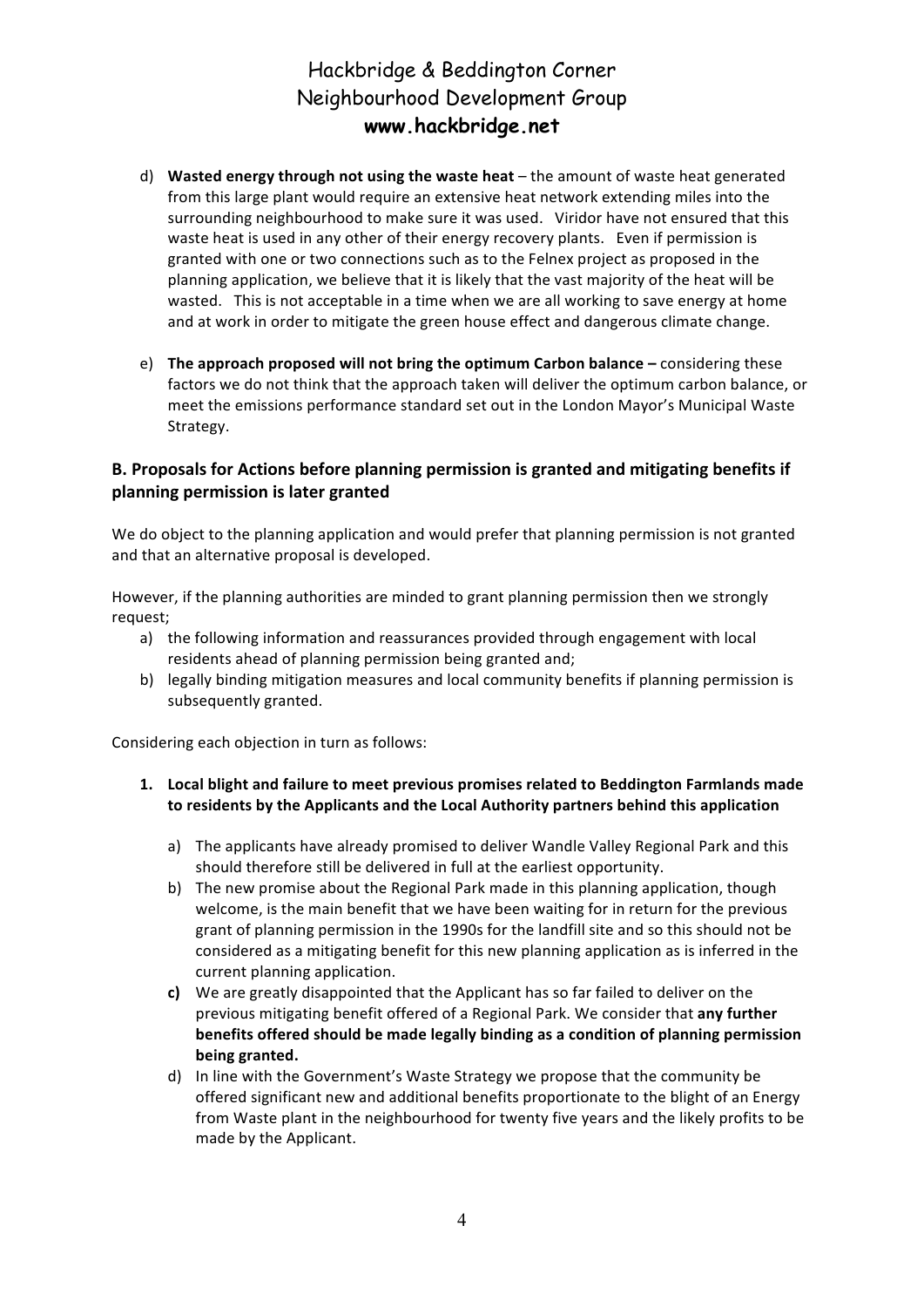d) **Wasted energy through not using the waste heat** – the amount of waste heat generated from this large plant would require an extensive heat network extending miles into the surrounding neighbourhood to make sure it was used. Viridor have not ensured that this waste heat is used in any other of their energy recovery plants. Even if permission is granted with one or two connections such as to the Felnex project as proposed in the planning application, we believe that it is likely that the vast majority of the heat will be wasted. This is not acceptable in a time when we are all working to save energy at home and at work in order to mitigate the green house effect and dangerous climate change.

e) **The approach proposed will not bring the optimum Carbon balance –** considering these factors we do not think that the approach taken will deliver the optimum carbon balance, or meet the emissions performance standard set out in the London Mayor's Municipal Waste Strategy.

### B. Proposals for Actions before planning permission is granted and mitigating benefits if planning permission is later granted

We do object to the planning application and would prefer that planning permission is not granted and that an alternative proposal is developed.

However, if the planning authorities are minded to grant planning permission then we strongly request;

a) the following information and reassurances provided through engagement with local residents ahead of planning permission being granted and;
b) legally binding mitigation measures and local community benefits if planning permission is subsequently granted.

Considering each objection in turn as follows:

1. **Local blight and failure to meet previous promises related to Beddington Farmlands made to residents by the Applicants and the Local Authority partners behind this application**

   a) The applicants have already promised to deliver Wandle Valley Regional Park and this should therefore still be delivered in full at the earliest opportunity.
   b) The new promise about the Regional Park made in this planning application, though welcome, is the main benefit that we have been waiting for in return for the previous grant of planning permission in the 1990s for the landfill site and so this should not be considered as a mitigating benefit for this new planning application as is inferred in the current planning application.
   **c)** We are greatly disappointed that the Applicant has so far failed to deliver on the previous mitigating benefit offered of a Regional Park. We consider that **any further benefits offered should be made legally binding as a condition of planning permission being granted.**
   d) In line with the Government's Waste Strategy we propose that the community be offered significant new and additional benefits proportionate to the blight of an Energy from Waste plant in the neighbourhood for twenty five years and the likely profits to be made by the Applicant.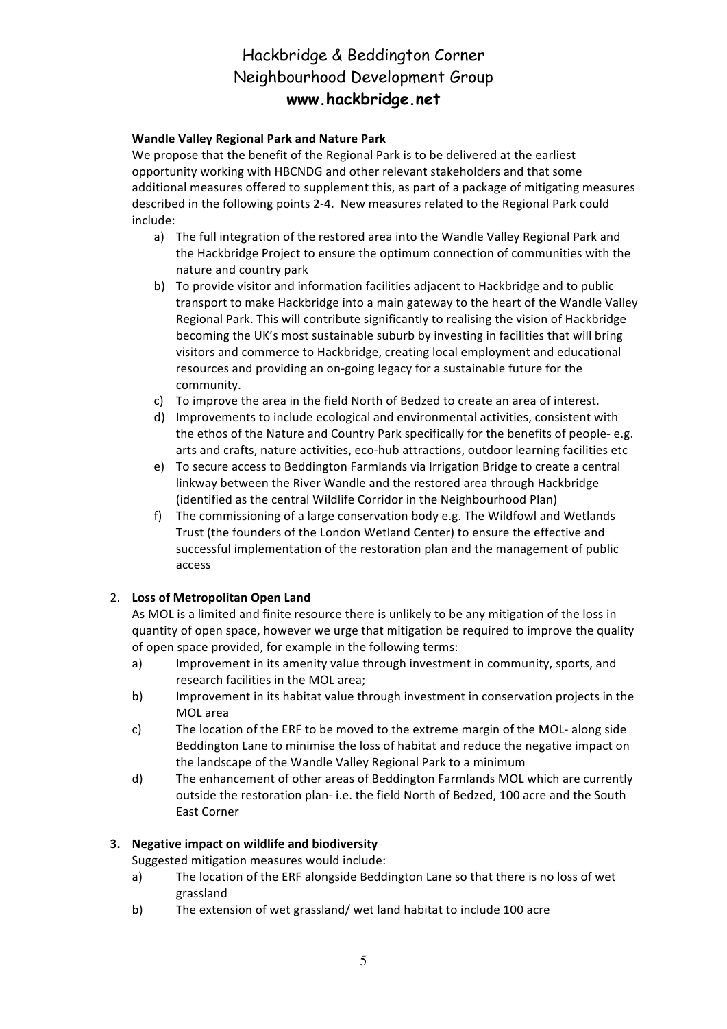**Wandle Valley Regional Park and Nature Park**

We propose that the benefit of the Regional Park is to be delivered at the earliest opportunity working with HBCNDG and other relevant stakeholders and that some additional measures offered to supplement this, as part of a package of mitigating measures described in the following points 2-4. New measures related to the Regional Park could include:

a) The full integration of the restored area into the Wandle Valley Regional Park and the Hackbridge Project to ensure the optimum connection of communities with the nature and country park
b) To provide visitor and information facilities adjacent to Hackbridge and to public transport to make Hackbridge into a main gateway to the heart of the Wandle Valley Regional Park. This will contribute significantly to realising the vision of Hackbridge becoming the UK's most sustainable suburb by investing in facilities that will bring visitors and commerce to Hackbridge, creating local employment and educational resources and providing an on-going legacy for a sustainable future for the community.
c) To improve the area in the field North of Bedzed to create an area of interest.
d) Improvements to include ecological and environmental activities, consistent with the ethos of the Nature and Country Park specifically for the benefits of people- e.g. arts and crafts, nature activities, eco-hub attractions, outdoor learning facilities etc
e) To secure access to Beddington Farmlands via Irrigation Bridge to create a central linkway between the River Wandle and the restored area through Hackbridge (identified as the central Wildlife Corridor in the Neighbourhood Plan)
f) The commissioning of a large conservation body e.g. The Wildfowl and Wetlands Trust (the founders of the London Wetland Center) to ensure the effective and successful implementation of the restoration plan and the management of public access

2. **Loss of Metropolitan Open Land**

As MOL is a limited and finite resource there is unlikely to be any mitigation of the loss in quantity of open space, however we urge that mitigation be required to improve the quality of open space provided, for example in the following terms:

a) Improvement in its amenity value through investment in community, sports, and research facilities in the MOL area;
b) Improvement in its habitat value through investment in conservation projects in the MOL area
c) The location of the ERF to be moved to the extreme margin of the MOL- along side Beddington Lane to minimise the loss of habitat and reduce the negative impact on the landscape of the Wandle Valley Regional Park to a minimum
d) The enhancement of other areas of Beddington Farmlands MOL which are currently outside the restoration plan- i.e. the field North of Bedzed, 100 acre and the South East Corner

3. **Negative impact on wildlife and biodiversity**

Suggested mitigation measures would include:

a) The location of the ERF alongside Beddington Lane so that there is no loss of wet grassland
b) The extension of wet grassland/ wet land habitat to include 100 acre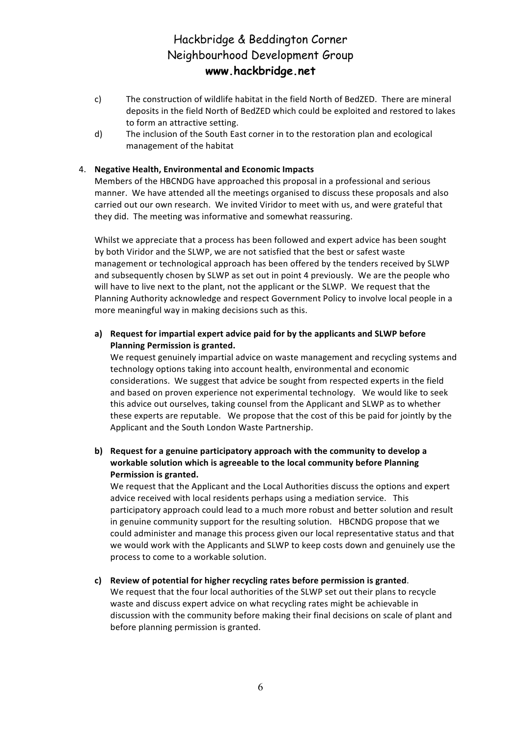c) The construction of wildlife habitat in the field North of BedZED. There are mineral deposits in the field North of BedZED which could be exploited and restored to lakes to form an attractive setting.

d) The inclusion of the South East corner in to the restoration plan and ecological management of the habitat

4. **Negative Health, Environmental and Economic Impacts**

Members of the HBCNDG have approached this proposal in a professional and serious manner. We have attended all the meetings organised to discuss these proposals and also carried out our own research. We invited Viridor to meet with us, and were grateful that they did. The meeting was informative and somewhat reassuring.

Whilst we appreciate that a process has been followed and expert advice has been sought by both Viridor and the SLWP, we are not satisfied that the best or safest waste management or technological approach has been offered by the tenders received by SLWP and subsequently chosen by SLWP as set out in point 4 previously. We are the people who will have to live next to the plant, not the applicant or the SLWP. We request that the Planning Authority acknowledge and respect Government Policy to involve local people in a more meaningful way in making decisions such as this.

**a) Request for impartial expert advice paid for by the applicants and SLWP before Planning Permission is granted.**

We request genuinely impartial advice on waste management and recycling systems and technology options taking into account health, environmental and economic considerations. We suggest that advice be sought from respected experts in the field and based on proven experience not experimental technology. We would like to seek this advice out ourselves, taking counsel from the Applicant and SLWP as to whether these experts are reputable. We propose that the cost of this be paid for jointly by the Applicant and the South London Waste Partnership.

**b) Request for a genuine participatory approach with the community to develop a workable solution which is agreeable to the local community before Planning Permission is granted.**

We request that the Applicant and the Local Authorities discuss the options and expert advice received with local residents perhaps using a mediation service. This participatory approach could lead to a much more robust and better solution and result in genuine community support for the resulting solution. HBCNDG propose that we could administer and manage this process given our local representative status and that we would work with the Applicants and SLWP to keep costs down and genuinely use the process to come to a workable solution.

**c) Review of potential for higher recycling rates before permission is granted**.

We request that the four local authorities of the SLWP set out their plans to recycle waste and discuss expert advice on what recycling rates might be achievable in discussion with the community before making their final decisions on scale of plant and before planning permission is granted.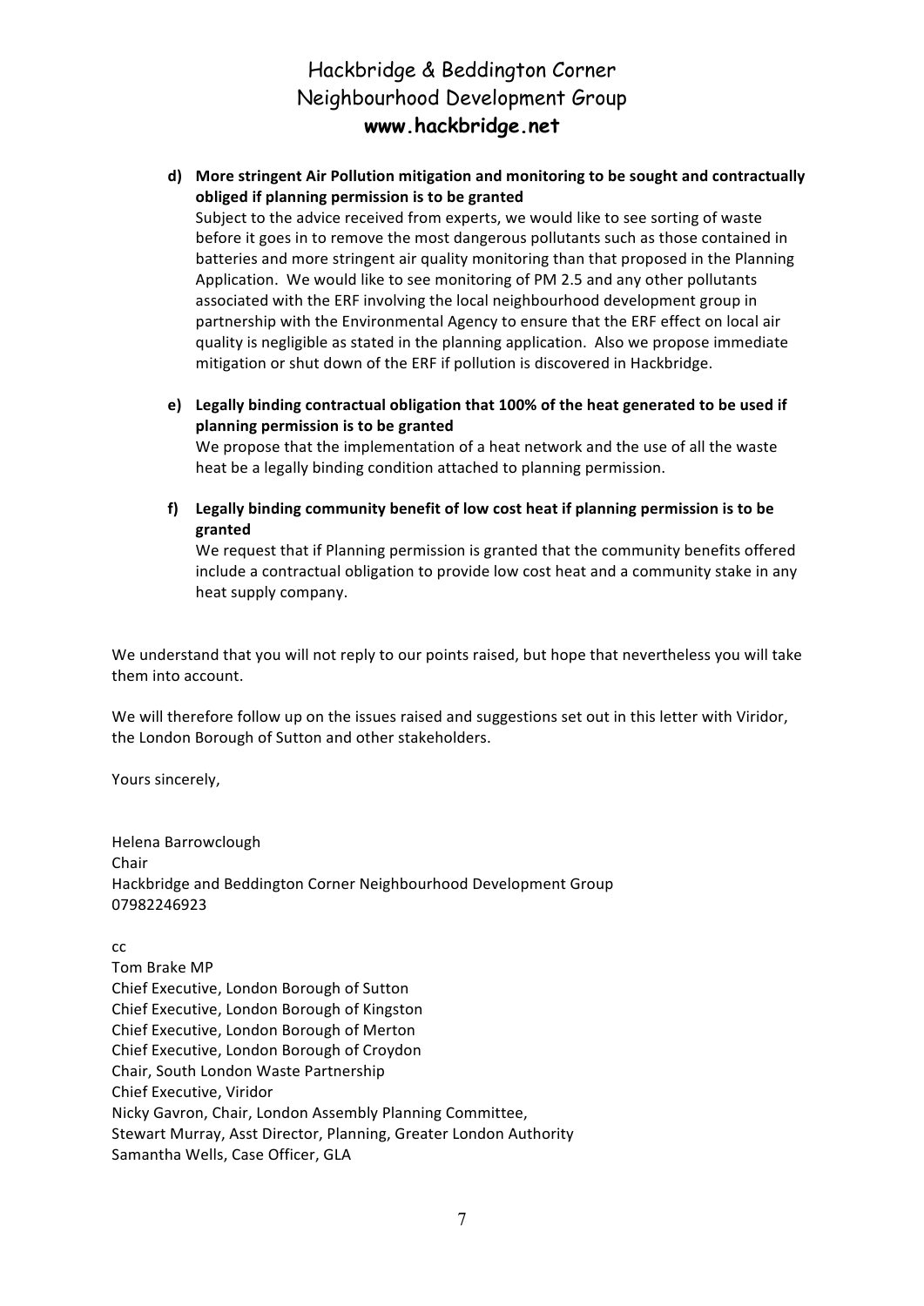d) **More stringent Air Pollution mitigation and monitoring to be sought and contractually obliged if planning permission is to be granted**
   Subject to the advice received from experts, we would like to see sorting of waste before it goes in to remove the most dangerous pollutants such as those contained in batteries and more stringent air quality monitoring than that proposed in the Planning Application. We would like to see monitoring of PM 2.5 and any other pollutants associated with the ERF involving the local neighbourhood development group in partnership with the Environmental Agency to ensure that the ERF effect on local air quality is negligible as stated in the planning application. Also we propose immediate mitigation or shut down of the ERF if pollution is discovered in Hackbridge.

e) **Legally binding contractual obligation that 100% of the heat generated to be used if planning permission is to be granted**
   We propose that the implementation of a heat network and the use of all the waste heat be a legally binding condition attached to planning permission.

f) **Legally binding community benefit of low cost heat if planning permission is to be granted**
   We request that if Planning permission is granted that the community benefits offered include a contractual obligation to provide low cost heat and a community stake in any heat supply company.

We understand that you will not reply to our points raised, but hope that nevertheless you will take them into account.

We will therefore follow up on the issues raised and suggestions set out in this letter with Viridor, the London Borough of Sutton and other stakeholders.

Yours sincerely,

Helena Barrowclough
Chair
Hackbridge and Beddington Corner Neighbourhood Development Group
07982246923

cc
Tom Brake MP
Chief Executive, London Borough of Sutton
Chief Executive, London Borough of Kingston
Chief Executive, London Borough of Merton
Chief Executive, London Borough of Croydon
Chair, South London Waste Partnership
Chief Executive, Viridor
Nicky Gavron, Chair, London Assembly Planning Committee,
Stewart Murray, Asst Director, Planning, Greater London Authority
Samantha Wells, Case Officer, GLA